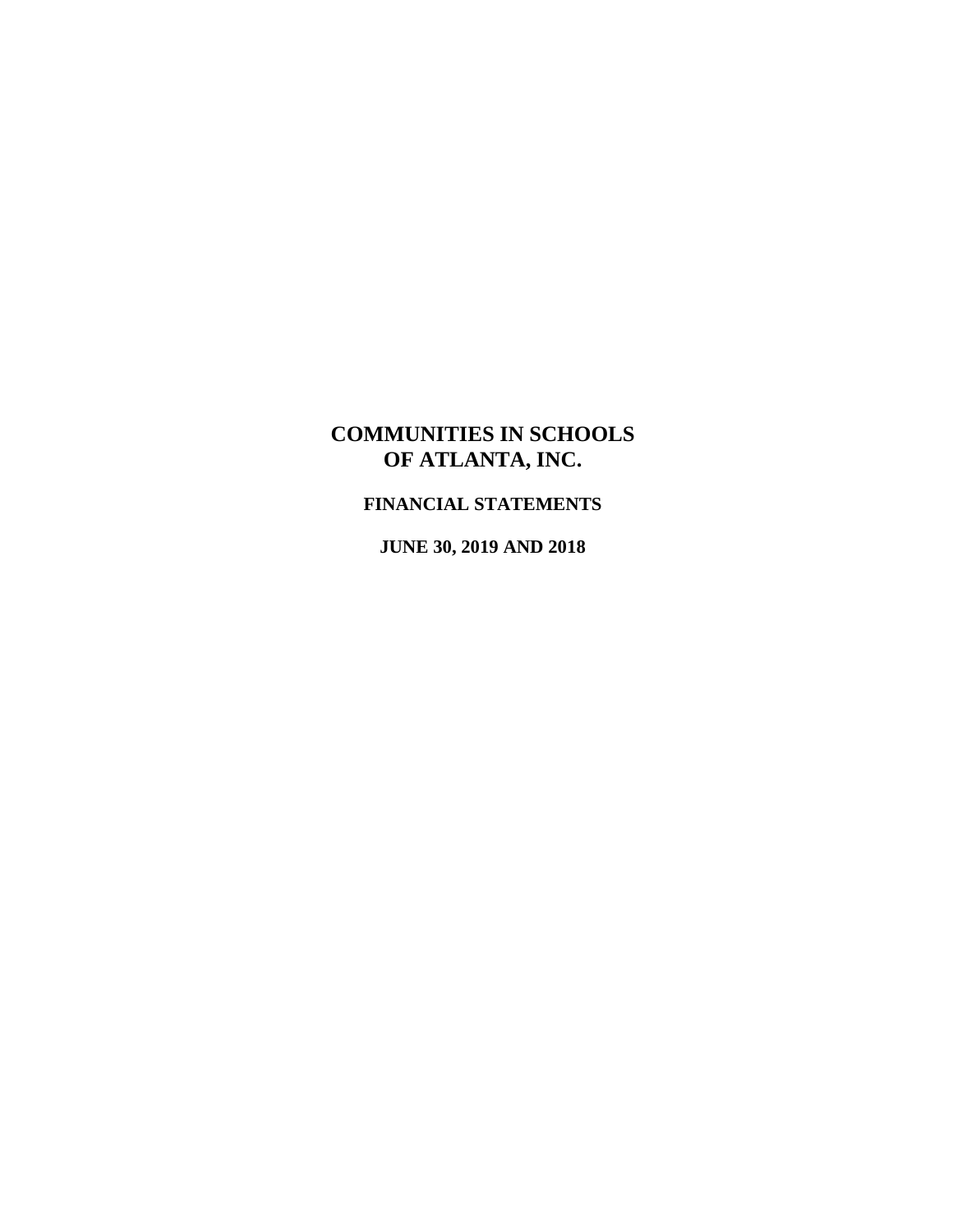# COMMUNITIES IN SCHOOLS OF ATLANTA, INC.

## FINANCIAL STATEMENTS

## JUNE 30, 2019 AND 2018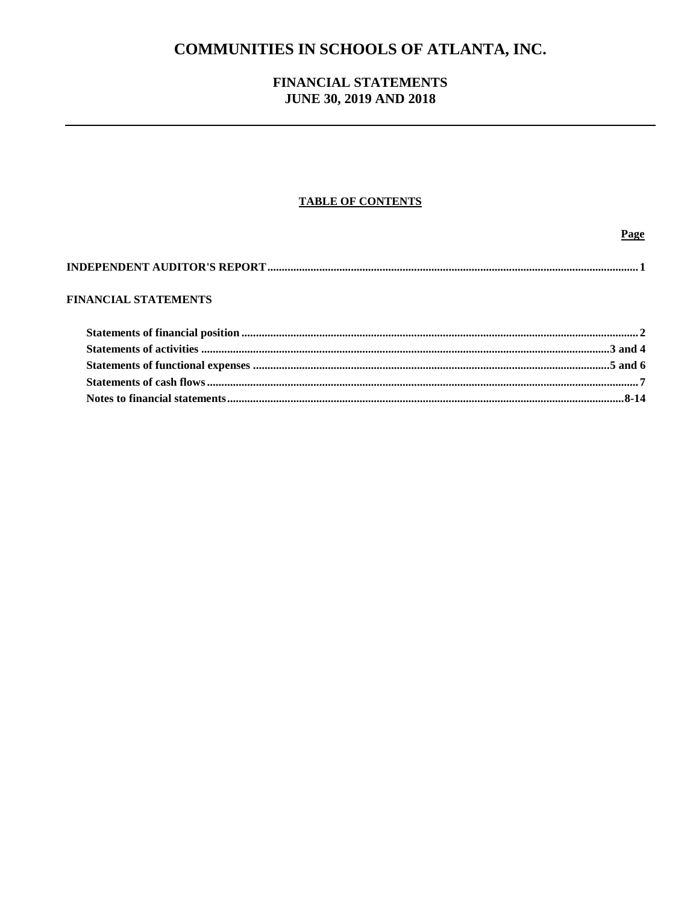# COMMUNITIES IN SCHOOLS OF ATLANTA, INC.

## FINANCIAL STATEMENTS
## JUNE 30, 2019 AND 2018

---

**TABLE OF CONTENTS**

| | Page |
|---|---|
| **INDEPENDENT AUDITOR'S REPORT** | 1 |
| **FINANCIAL STATEMENTS** | |
| **Statements of financial position** | 2 |
| **Statements of activities** | 3 and 4 |
| **Statements of functional expenses** | 5 and 6 |
| **Statements of cash flows** | 7 |
| **Notes to financial statements** | 8-14 |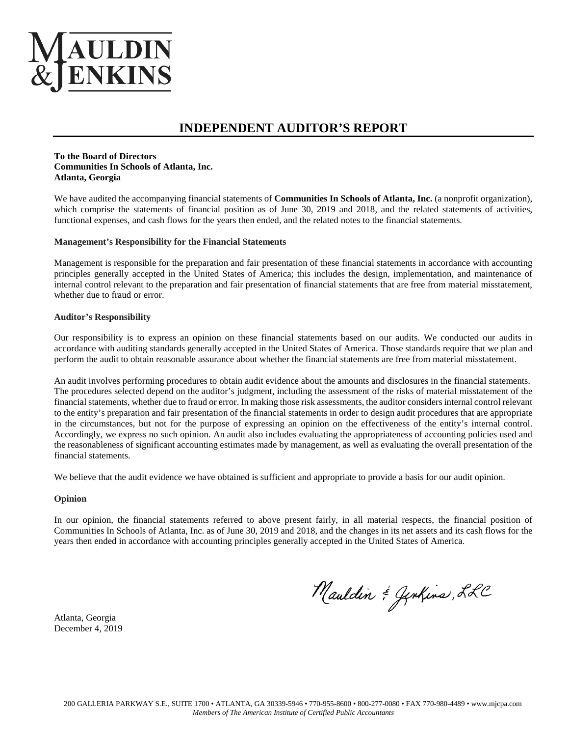MAULDIN & JENKINS

# INDEPENDENT AUDITOR'S REPORT

**To the Board of Directors**
**Communities In Schools of Atlanta, Inc.**
**Atlanta, Georgia**

We have audited the accompanying financial statements of **Communities In Schools of Atlanta, Inc.** (a nonprofit organization), which comprise the statements of financial position as of June 30, 2019 and 2018, and the related statements of activities, functional expenses, and cash flows for the years then ended, and the related notes to the financial statements.

**Management's Responsibility for the Financial Statements**

Management is responsible for the preparation and fair presentation of these financial statements in accordance with accounting principles generally accepted in the United States of America; this includes the design, implementation, and maintenance of internal control relevant to the preparation and fair presentation of financial statements that are free from material misstatement, whether due to fraud or error.

**Auditor's Responsibility**

Our responsibility is to express an opinion on these financial statements based on our audits. We conducted our audits in accordance with auditing standards generally accepted in the United States of America. Those standards require that we plan and perform the audit to obtain reasonable assurance about whether the financial statements are free from material misstatement.

An audit involves performing procedures to obtain audit evidence about the amounts and disclosures in the financial statements. The procedures selected depend on the auditor's judgment, including the assessment of the risks of material misstatement of the financial statements, whether due to fraud or error. In making those risk assessments, the auditor considers internal control relevant to the entity's preparation and fair presentation of the financial statements in order to design audit procedures that are appropriate in the circumstances, but not for the purpose of expressing an opinion on the effectiveness of the entity's internal control. Accordingly, we express no such opinion. An audit also includes evaluating the appropriateness of accounting policies used and the reasonableness of significant accounting estimates made by management, as well as evaluating the overall presentation of the financial statements.

We believe that the audit evidence we have obtained is sufficient and appropriate to provide a basis for our audit opinion.

**Opinion**

In our opinion, the financial statements referred to above present fairly, in all material respects, the financial position of Communities In Schools of Atlanta, Inc. as of June 30, 2019 and 2018, and the changes in its net assets and its cash flows for the years then ended in accordance with accounting principles generally accepted in the United States of America.

Mauldin & Jenkins, LLC

Atlanta, Georgia
December 4, 2019

200 GALLERIA PARKWAY S.E., SUITE 1700 • ATLANTA, GA 30339-5946 • 770-955-8600 • 800-277-0080 • FAX 770-980-4489 • www.mjcpa.com
*Members of The American Institute of Certified Public Accountants*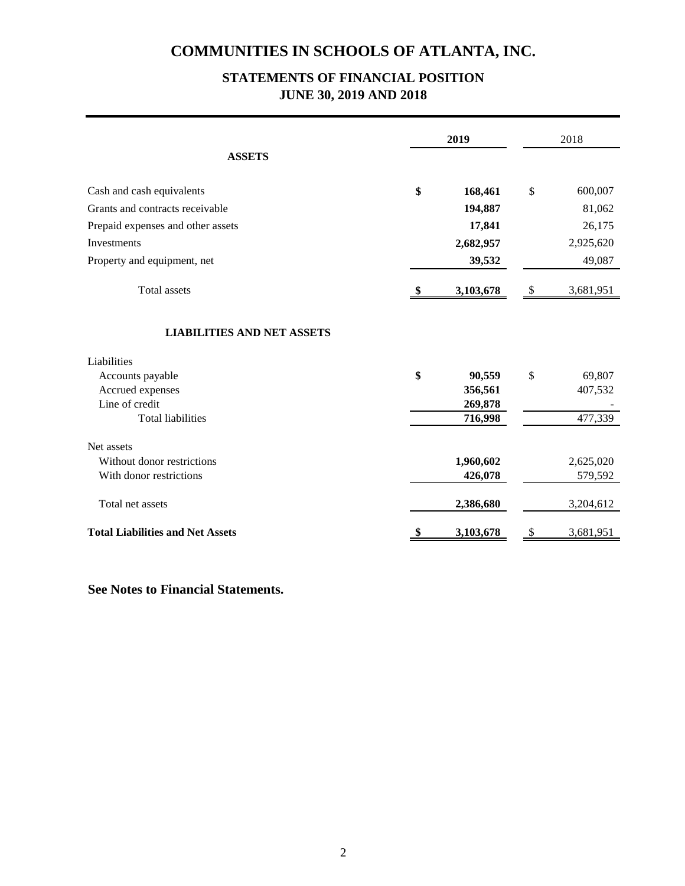# COMMUNITIES IN SCHOOLS OF ATLANTA, INC.

## STATEMENTS OF FINANCIAL POSITION
## JUNE 30, 2019 AND 2018

| | **2019** | 2018 |
|---|---|---|
| **ASSETS** | | |
| Cash and cash equivalents | **$ 168,461** | $ 600,007 |
| Grants and contracts receivable | **194,887** | 81,062 |
| Prepaid expenses and other assets | **17,841** | 26,175 |
| Investments | **2,682,957** | 2,925,620 |
| Property and equipment, net | **39,532** | 49,087 |
| Total assets | **$ 3,103,678** | $ 3,681,951 |
| **LIABILITIES AND NET ASSETS** | | |
| Liabilities | | |
| Accounts payable | **$ 90,559** | $ 69,807 |
| Accrued expenses | **356,561** | 407,532 |
| Line of credit | **269,878** | - |
| Total liabilities | **716,998** | 477,339 |
| Net assets | | |
| Without donor restrictions | **1,960,602** | 2,625,020 |
| With donor restrictions | **426,078** | 579,592 |
| Total net assets | **2,386,680** | 3,204,612 |
| **Total Liabilities and Net Assets** | **$ 3,103,678** | $ 3,681,951 |

**See Notes to Financial Statements.**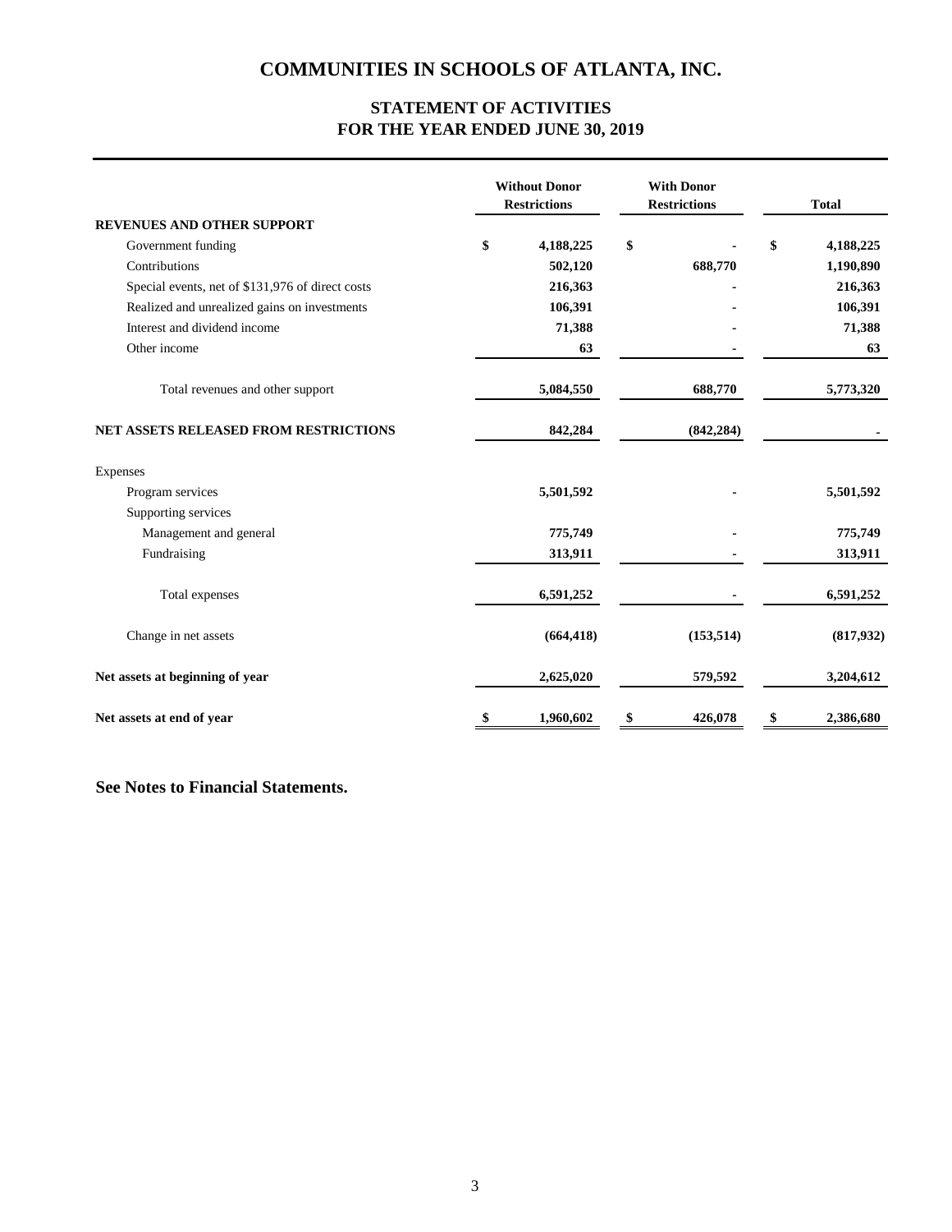# COMMUNITIES IN SCHOOLS OF ATLANTA, INC.

## STATEMENT OF ACTIVITIES
## FOR THE YEAR ENDED JUNE 30, 2019

| | Without Donor Restrictions | With Donor Restrictions | Total |
|---|---|---|---|
| **REVENUES AND OTHER SUPPORT** | | | |
| Government funding | $ 4,188,225 | $ - | $ 4,188,225 |
| Contributions | 502,120 | 688,770 | 1,190,890 |
| Special events, net of $131,976 of direct costs | 216,363 | - | 216,363 |
| Realized and unrealized gains on investments | 106,391 | - | 106,391 |
| Interest and dividend income | 71,388 | - | 71,388 |
| Other income | 63 | - | 63 |
| Total revenues and other support | 5,084,550 | 688,770 | 5,773,320 |
| **NET ASSETS RELEASED FROM RESTRICTIONS** | 842,284 | (842,284) | - |
| Expenses | | | |
| Program services | 5,501,592 | - | 5,501,592 |
| Supporting services | | | |
| Management and general | 775,749 | - | 775,749 |
| Fundraising | 313,911 | - | 313,911 |
| Total expenses | 6,591,252 | - | 6,591,252 |
| Change in net assets | (664,418) | (153,514) | (817,932) |
| **Net assets at beginning of year** | 2,625,020 | 579,592 | 3,204,612 |
| **Net assets at end of year** | $ 1,960,602 | $ 426,078 | $ 2,386,680 |

**See Notes to Financial Statements.**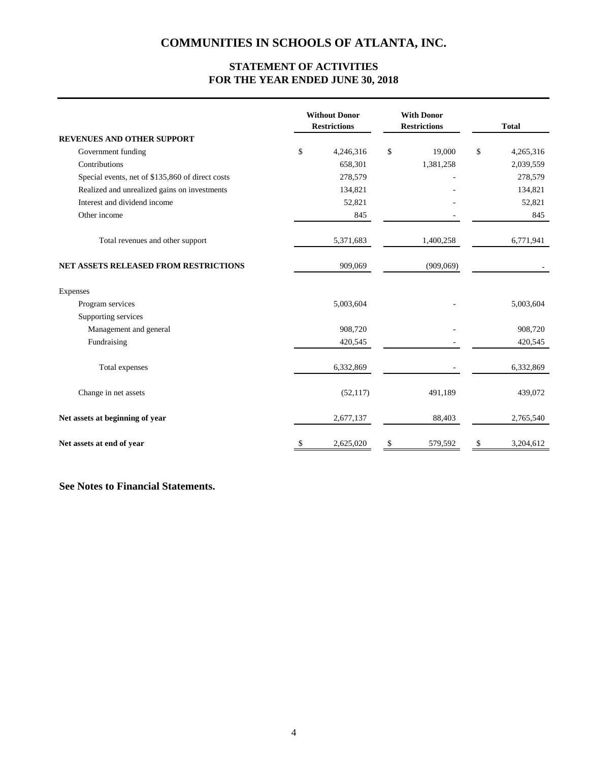# COMMUNITIES IN SCHOOLS OF ATLANTA, INC.

## STATEMENT OF ACTIVITIES
## FOR THE YEAR ENDED JUNE 30, 2018

| | Without Donor Restrictions | With Donor Restrictions | Total |
|---|---|---|---|
| **REVENUES AND OTHER SUPPORT** | | | |
| Government funding | $ 4,246,316 | $ 19,000 | $ 4,265,316 |
| Contributions | 658,301 | 1,381,258 | 2,039,559 |
| Special events, net of $135,860 of direct costs | 278,579 | - | 278,579 |
| Realized and unrealized gains on investments | 134,821 | - | 134,821 |
| Interest and dividend income | 52,821 | - | 52,821 |
| Other income | 845 | - | 845 |
| Total revenues and other support | 5,371,683 | 1,400,258 | 6,771,941 |
| **NET ASSETS RELEASED FROM RESTRICTIONS** | 909,069 | (909,069) | - |
| Expenses | | | |
| Program services | 5,003,604 | - | 5,003,604 |
| Supporting services | | | |
| Management and general | 908,720 | - | 908,720 |
| Fundraising | 420,545 | - | 420,545 |
| Total expenses | 6,332,869 | - | 6,332,869 |
| Change in net assets | (52,117) | 491,189 | 439,072 |
| **Net assets at beginning of year** | 2,677,137 | 88,403 | 2,765,540 |
| **Net assets at end of year** | $ 2,625,020 | $ 579,592 | $ 3,204,612 |

**See Notes to Financial Statements.**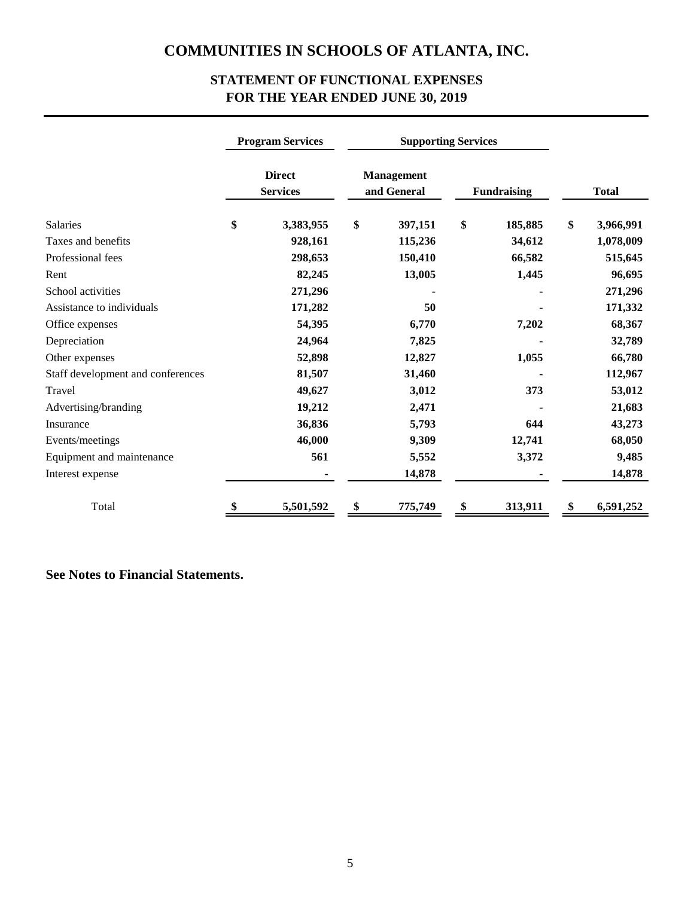# COMMUNITIES IN SCHOOLS OF ATLANTA, INC.

## STATEMENT OF FUNCTIONAL EXPENSES
## FOR THE YEAR ENDED JUNE 30, 2019

| | Program Services | Supporting Services | | |
|---|---|---|---|---|
| | Direct Services | Management and General | Fundraising | Total |
| Salaries | $ 3,383,955 | $ 397,151 | $ 185,885 | $ 3,966,991 |
| Taxes and benefits | 928,161 | 115,236 | 34,612 | 1,078,009 |
| Professional fees | 298,653 | 150,410 | 66,582 | 515,645 |
| Rent | 82,245 | 13,005 | 1,445 | 96,695 |
| School activities | 271,296 | - | - | 271,296 |
| Assistance to individuals | 171,282 | 50 | - | 171,332 |
| Office expenses | 54,395 | 6,770 | 7,202 | 68,367 |
| Depreciation | 24,964 | 7,825 | - | 32,789 |
| Other expenses | 52,898 | 12,827 | 1,055 | 66,780 |
| Staff development and conferences | 81,507 | 31,460 | - | 112,967 |
| Travel | 49,627 | 3,012 | 373 | 53,012 |
| Advertising/branding | 19,212 | 2,471 | - | 21,683 |
| Insurance | 36,836 | 5,793 | 644 | 43,273 |
| Events/meetings | 46,000 | 9,309 | 12,741 | 68,050 |
| Equipment and maintenance | 561 | 5,552 | 3,372 | 9,485 |
| Interest expense | - | 14,878 | - | 14,878 |
| Total | $ 5,501,592 | $ 775,749 | $ 313,911 | $ 6,591,252 |

**See Notes to Financial Statements.**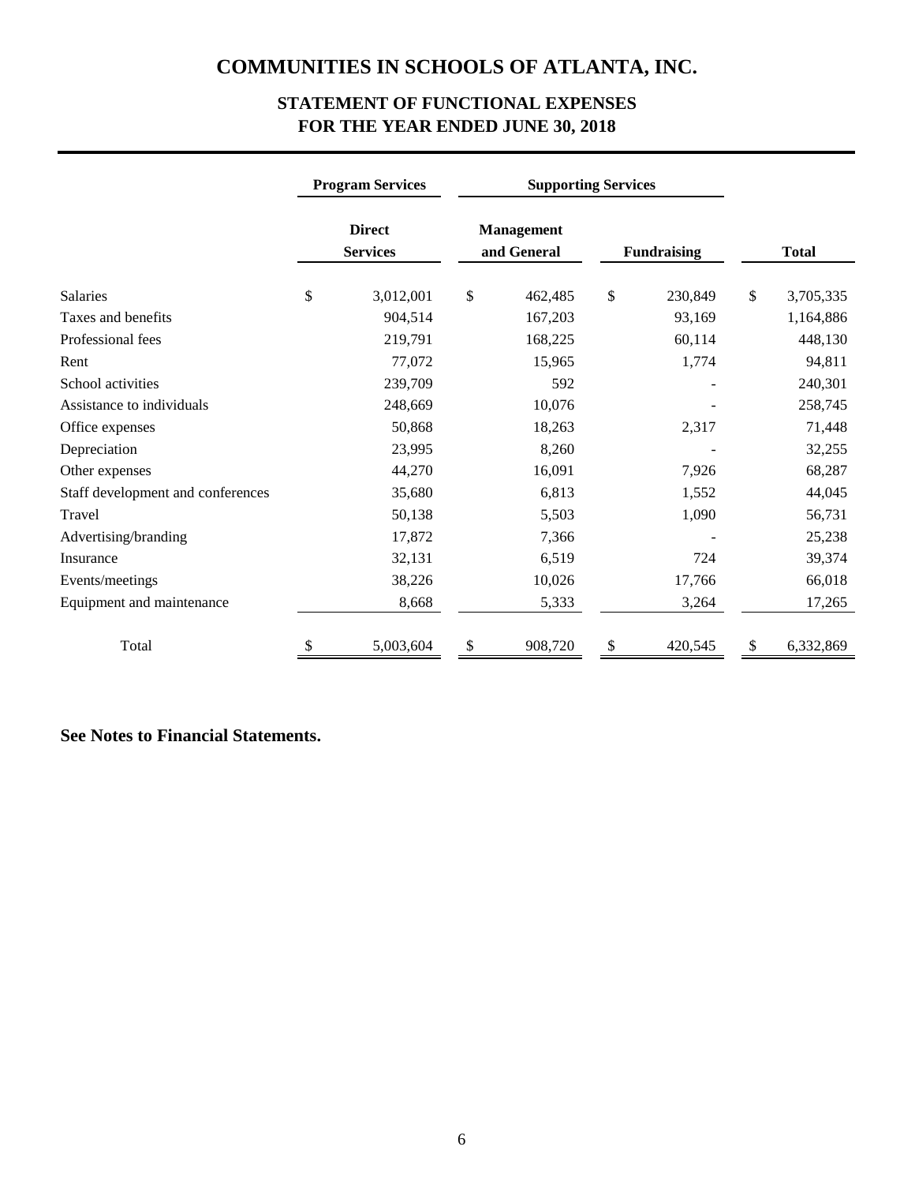# COMMUNITIES IN SCHOOLS OF ATLANTA, INC.

## STATEMENT OF FUNCTIONAL EXPENSES
## FOR THE YEAR ENDED JUNE 30, 2018

| | Program Services | Supporting Services | | |
|---|---|---|---|---|
| | Direct Services | Management and General | Fundraising | Total |
| Salaries | $ 3,012,001 | $ 462,485 | $ 230,849 | $ 3,705,335 |
| Taxes and benefits | 904,514 | 167,203 | 93,169 | 1,164,886 |
| Professional fees | 219,791 | 168,225 | 60,114 | 448,130 |
| Rent | 77,072 | 15,965 | 1,774 | 94,811 |
| School activities | 239,709 | 592 | - | 240,301 |
| Assistance to individuals | 248,669 | 10,076 | - | 258,745 |
| Office expenses | 50,868 | 18,263 | 2,317 | 71,448 |
| Depreciation | 23,995 | 8,260 | - | 32,255 |
| Other expenses | 44,270 | 16,091 | 7,926 | 68,287 |
| Staff development and conferences | 35,680 | 6,813 | 1,552 | 44,045 |
| Travel | 50,138 | 5,503 | 1,090 | 56,731 |
| Advertising/branding | 17,872 | 7,366 | - | 25,238 |
| Insurance | 32,131 | 6,519 | 724 | 39,374 |
| Events/meetings | 38,226 | 10,026 | 17,766 | 66,018 |
| Equipment and maintenance | 8,668 | 5,333 | 3,264 | 17,265 |
| Total | $ 5,003,604 | $ 908,720 | $ 420,545 | $ 6,332,869 |

**See Notes to Financial Statements.**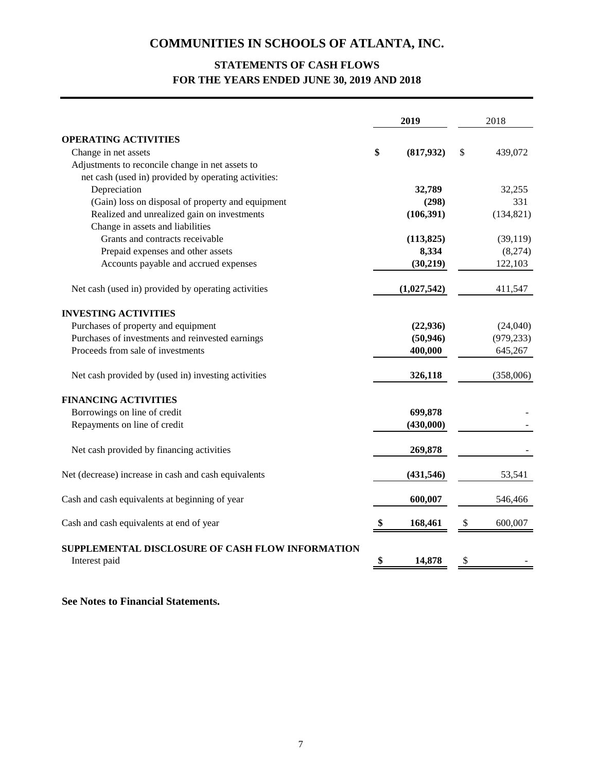# COMMUNITIES IN SCHOOLS OF ATLANTA, INC.

## STATEMENTS OF CASH FLOWS
## FOR THE YEARS ENDED JUNE 30, 2019 AND 2018

| | 2019 | 2018 |
|---|---|---|
| **OPERATING ACTIVITIES** | | |
| Change in net assets | $ (817,932) | $ 439,072 |
| Adjustments to reconcile change in net assets to net cash (used in) provided by operating activities: | | |
| Depreciation | 32,789 | 32,255 |
| (Gain) loss on disposal of property and equipment | (298) | 331 |
| Realized and unrealized gain on investments | (106,391) | (134,821) |
| Change in assets and liabilities | | |
| Grants and contracts receivable | (113,825) | (39,119) |
| Prepaid expenses and other assets | 8,334 | (8,274) |
| Accounts payable and accrued expenses | (30,219) | 122,103 |
| Net cash (used in) provided by operating activities | (1,027,542) | 411,547 |
| **INVESTING ACTIVITIES** | | |
| Purchases of property and equipment | (22,936) | (24,040) |
| Purchases of investments and reinvested earnings | (50,946) | (979,233) |
| Proceeds from sale of investments | 400,000 | 645,267 |
| Net cash provided by (used in) investing activities | 326,118 | (358,006) |
| **FINANCING ACTIVITIES** | | |
| Borrowings on line of credit | 699,878 | - |
| Repayments on line of credit | (430,000) | - |
| Net cash provided by financing activities | 269,878 | - |
| Net (decrease) increase in cash and cash equivalents | (431,546) | 53,541 |
| Cash and cash equivalents at beginning of year | 600,007 | 546,466 |
| Cash and cash equivalents at end of year | $ 168,461 | $ 600,007 |
| **SUPPLEMENTAL DISCLOSURE OF CASH FLOW INFORMATION** | | |
| Interest paid | $ 14,878 | $ - |

**See Notes to Financial Statements.**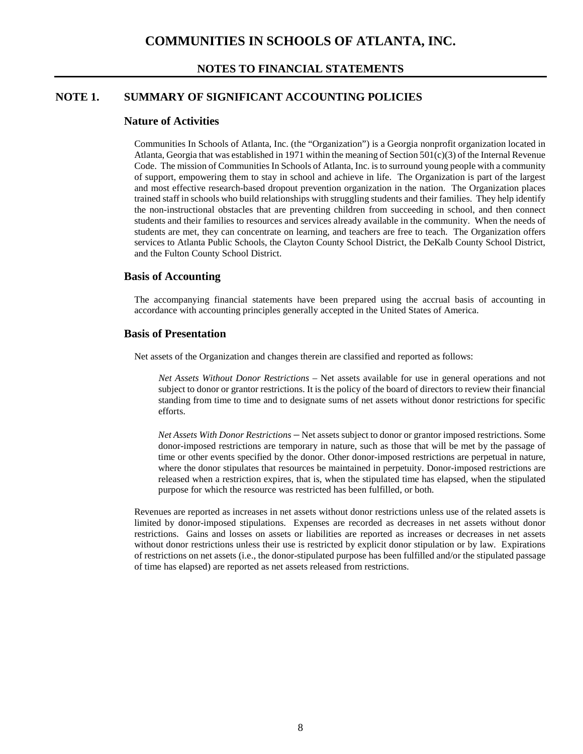# COMMUNITIES IN SCHOOLS OF ATLANTA, INC.

## NOTES TO FINANCIAL STATEMENTS

## NOTE 1. SUMMARY OF SIGNIFICANT ACCOUNTING POLICIES

### Nature of Activities

Communities In Schools of Atlanta, Inc. (the "Organization") is a Georgia nonprofit organization located in Atlanta, Georgia that was established in 1971 within the meaning of Section 501(c)(3) of the Internal Revenue Code. The mission of Communities In Schools of Atlanta, Inc. is to surround young people with a community of support, empowering them to stay in school and achieve in life. The Organization is part of the largest and most effective research-based dropout prevention organization in the nation. The Organization places trained staff in schools who build relationships with struggling students and their families. They help identify the non-instructional obstacles that are preventing children from succeeding in school, and then connect students and their families to resources and services already available in the community. When the needs of students are met, they can concentrate on learning, and teachers are free to teach. The Organization offers services to Atlanta Public Schools, the Clayton County School District, the DeKalb County School District, and the Fulton County School District.

### Basis of Accounting

The accompanying financial statements have been prepared using the accrual basis of accounting in accordance with accounting principles generally accepted in the United States of America.

### Basis of Presentation

Net assets of the Organization and changes therein are classified and reported as follows:

*Net Assets Without Donor Restrictions* – Net assets available for use in general operations and not subject to donor or grantor restrictions. It is the policy of the board of directors to review their financial standing from time to time and to designate sums of net assets without donor restrictions for specific efforts.

*Net Assets With Donor Restrictions* – Net assets subject to donor or grantor imposed restrictions. Some donor-imposed restrictions are temporary in nature, such as those that will be met by the passage of time or other events specified by the donor. Other donor-imposed restrictions are perpetual in nature, where the donor stipulates that resources be maintained in perpetuity. Donor-imposed restrictions are released when a restriction expires, that is, when the stipulated time has elapsed, when the stipulated purpose for which the resource was restricted has been fulfilled, or both.

Revenues are reported as increases in net assets without donor restrictions unless use of the related assets is limited by donor-imposed stipulations. Expenses are recorded as decreases in net assets without donor restrictions. Gains and losses on assets or liabilities are reported as increases or decreases in net assets without donor restrictions unless their use is restricted by explicit donor stipulation or by law. Expirations of restrictions on net assets (i.e., the donor-stipulated purpose has been fulfilled and/or the stipulated passage of time has elapsed) are reported as net assets released from restrictions.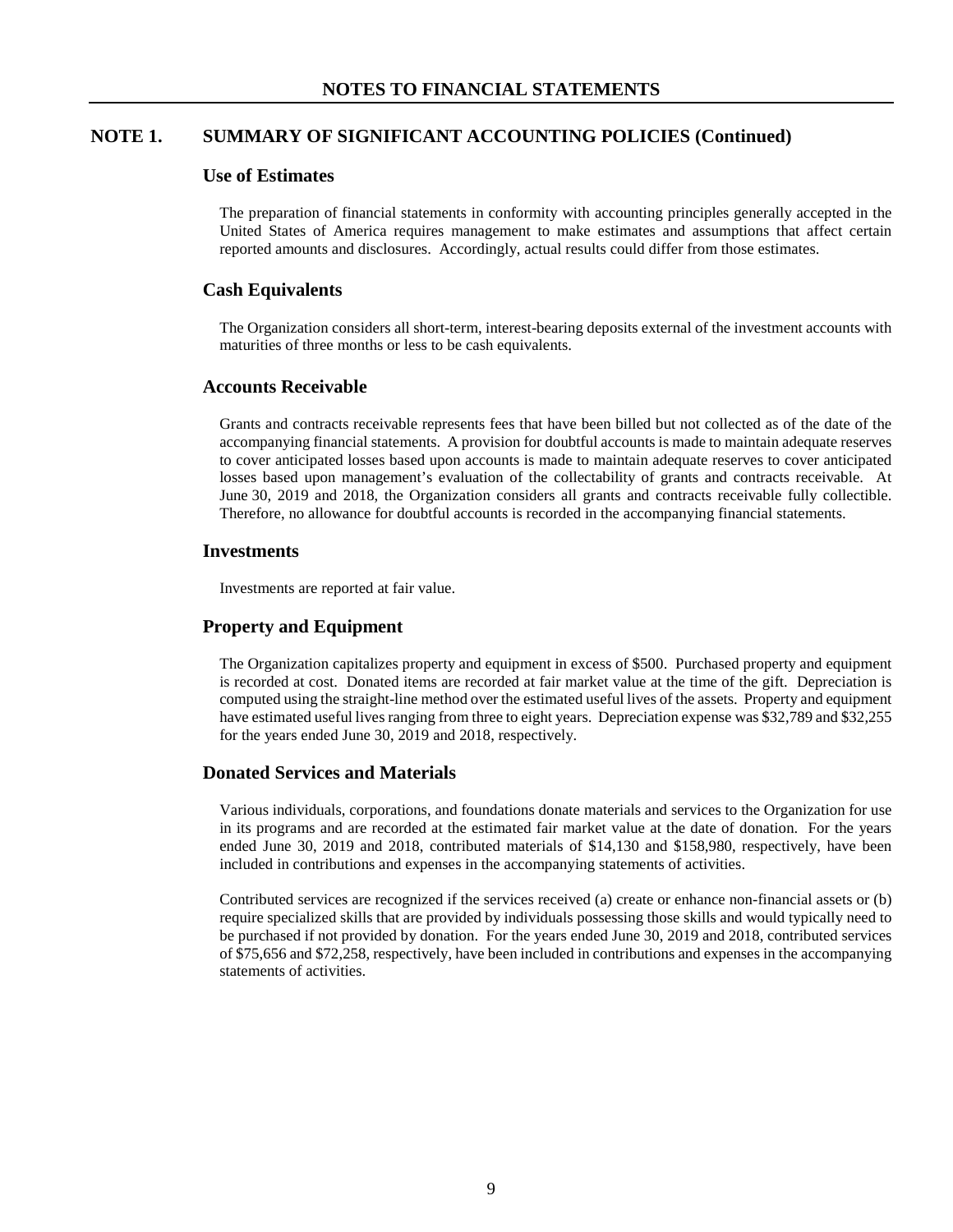# NOTES TO FINANCIAL STATEMENTS

## NOTE 1. SUMMARY OF SIGNIFICANT ACCOUNTING POLICIES (Continued)

### Use of Estimates

The preparation of financial statements in conformity with accounting principles generally accepted in the United States of America requires management to make estimates and assumptions that affect certain reported amounts and disclosures. Accordingly, actual results could differ from those estimates.

### Cash Equivalents

The Organization considers all short-term, interest-bearing deposits external of the investment accounts with maturities of three months or less to be cash equivalents.

### Accounts Receivable

Grants and contracts receivable represents fees that have been billed but not collected as of the date of the accompanying financial statements. A provision for doubtful accounts is made to maintain adequate reserves to cover anticipated losses based upon accounts is made to maintain adequate reserves to cover anticipated losses based upon management's evaluation of the collectability of grants and contracts receivable. At June 30, 2019 and 2018, the Organization considers all grants and contracts receivable fully collectible. Therefore, no allowance for doubtful accounts is recorded in the accompanying financial statements.

### Investments

Investments are reported at fair value.

### Property and Equipment

The Organization capitalizes property and equipment in excess of $500. Purchased property and equipment is recorded at cost. Donated items are recorded at fair market value at the time of the gift. Depreciation is computed using the straight-line method over the estimated useful lives of the assets. Property and equipment have estimated useful lives ranging from three to eight years. Depreciation expense was $32,789 and $32,255 for the years ended June 30, 2019 and 2018, respectively.

### Donated Services and Materials

Various individuals, corporations, and foundations donate materials and services to the Organization for use in its programs and are recorded at the estimated fair market value at the date of donation. For the years ended June 30, 2019 and 2018, contributed materials of $14,130 and $158,980, respectively, have been included in contributions and expenses in the accompanying statements of activities.

Contributed services are recognized if the services received (a) create or enhance non-financial assets or (b) require specialized skills that are provided by individuals possessing those skills and would typically need to be purchased if not provided by donation. For the years ended June 30, 2019 and 2018, contributed services of $75,656 and $72,258, respectively, have been included in contributions and expenses in the accompanying statements of activities.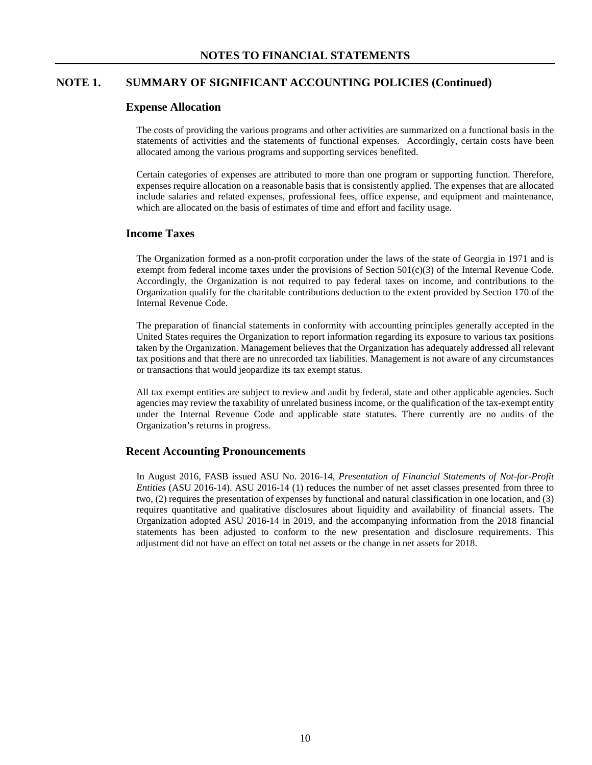# NOTES TO FINANCIAL STATEMENTS

## NOTE 1. SUMMARY OF SIGNIFICANT ACCOUNTING POLICIES (Continued)

### Expense Allocation

The costs of providing the various programs and other activities are summarized on a functional basis in the statements of activities and the statements of functional expenses. Accordingly, certain costs have been allocated among the various programs and supporting services benefited.

Certain categories of expenses are attributed to more than one program or supporting function. Therefore, expenses require allocation on a reasonable basis that is consistently applied. The expenses that are allocated include salaries and related expenses, professional fees, office expense, and equipment and maintenance, which are allocated on the basis of estimates of time and effort and facility usage.

### Income Taxes

The Organization formed as a non-profit corporation under the laws of the state of Georgia in 1971 and is exempt from federal income taxes under the provisions of Section 501(c)(3) of the Internal Revenue Code. Accordingly, the Organization is not required to pay federal taxes on income, and contributions to the Organization qualify for the charitable contributions deduction to the extent provided by Section 170 of the Internal Revenue Code.

The preparation of financial statements in conformity with accounting principles generally accepted in the United States requires the Organization to report information regarding its exposure to various tax positions taken by the Organization. Management believes that the Organization has adequately addressed all relevant tax positions and that there are no unrecorded tax liabilities. Management is not aware of any circumstances or transactions that would jeopardize its tax exempt status.

All tax exempt entities are subject to review and audit by federal, state and other applicable agencies. Such agencies may review the taxability of unrelated business income, or the qualification of the tax-exempt entity under the Internal Revenue Code and applicable state statutes. There currently are no audits of the Organization's returns in progress.

### Recent Accounting Pronouncements

In August 2016, FASB issued ASU No. 2016-14, *Presentation of Financial Statements of Not-for-Profit Entities* (ASU 2016-14). ASU 2016-14 (1) reduces the number of net asset classes presented from three to two, (2) requires the presentation of expenses by functional and natural classification in one location, and (3) requires quantitative and qualitative disclosures about liquidity and availability of financial assets. The Organization adopted ASU 2016-14 in 2019, and the accompanying information from the 2018 financial statements has been adjusted to conform to the new presentation and disclosure requirements. This adjustment did not have an effect on total net assets or the change in net assets for 2018.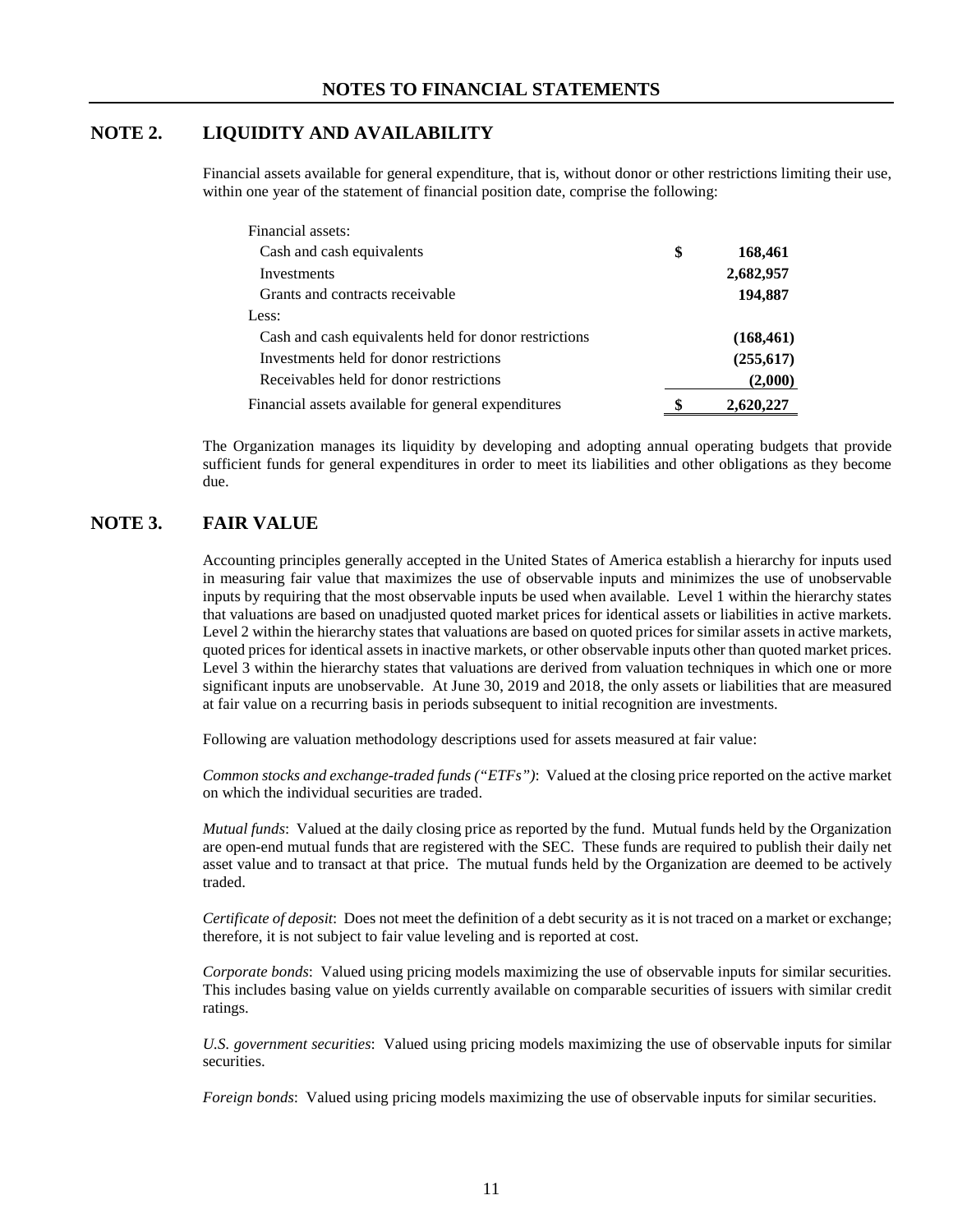# NOTES TO FINANCIAL STATEMENTS

## NOTE 2. LIQUIDITY AND AVAILABILITY

Financial assets available for general expenditure, that is, without donor or other restrictions limiting their use, within one year of the statement of financial position date, comprise the following:

| | |
|---|---|
| Financial assets: | |
| Cash and cash equivalents | $ 168,461 |
| Investments | 2,682,957 |
| Grants and contracts receivable | 194,887 |
| Less: | |
| Cash and cash equivalents held for donor restrictions | (168,461) |
| Investments held for donor restrictions | (255,617) |
| Receivables held for donor restrictions | (2,000) |
| Financial assets available for general expenditures | $ 2,620,227 |

The Organization manages its liquidity by developing and adopting annual operating budgets that provide sufficient funds for general expenditures in order to meet its liabilities and other obligations as they become due.

## NOTE 3. FAIR VALUE

Accounting principles generally accepted in the United States of America establish a hierarchy for inputs used in measuring fair value that maximizes the use of observable inputs and minimizes the use of unobservable inputs by requiring that the most observable inputs be used when available. Level 1 within the hierarchy states that valuations are based on unadjusted quoted market prices for identical assets or liabilities in active markets. Level 2 within the hierarchy states that valuations are based on quoted prices for similar assets in active markets, quoted prices for identical assets in inactive markets, or other observable inputs other than quoted market prices. Level 3 within the hierarchy states that valuations are derived from valuation techniques in which one or more significant inputs are unobservable. At June 30, 2019 and 2018, the only assets or liabilities that are measured at fair value on a recurring basis in periods subsequent to initial recognition are investments.

Following are valuation methodology descriptions used for assets measured at fair value:

*Common stocks and exchange-traded funds ("ETFs")*: Valued at the closing price reported on the active market on which the individual securities are traded.

*Mutual funds*: Valued at the daily closing price as reported by the fund. Mutual funds held by the Organization are open-end mutual funds that are registered with the SEC. These funds are required to publish their daily net asset value and to transact at that price. The mutual funds held by the Organization are deemed to be actively traded.

*Certificate of deposit*: Does not meet the definition of a debt security as it is not traced on a market or exchange; therefore, it is not subject to fair value leveling and is reported at cost.

*Corporate bonds*: Valued using pricing models maximizing the use of observable inputs for similar securities. This includes basing value on yields currently available on comparable securities of issuers with similar credit ratings.

*U.S. government securities*: Valued using pricing models maximizing the use of observable inputs for similar securities.

*Foreign bonds*: Valued using pricing models maximizing the use of observable inputs for similar securities.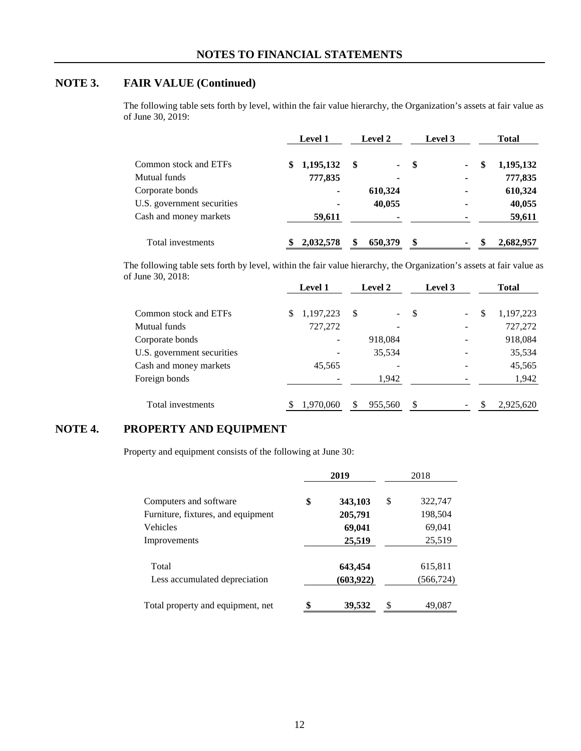# NOTES TO FINANCIAL STATEMENTS

## NOTE 3. FAIR VALUE (Continued)

The following table sets forth by level, within the fair value hierarchy, the Organization's assets at fair value as of June 30, 2019:

| | Level 1 | Level 2 | Level 3 | Total |
|---|---|---|---|---|
| Common stock and ETFs | $ 1,195,132 | $ - | $ - | $ 1,195,132 |
| Mutual funds | 777,835 | - | - | 777,835 |
| Corporate bonds | - | 610,324 | - | 610,324 |
| U.S. government securities | - | 40,055 | - | 40,055 |
| Cash and money markets | 59,611 | - | - | 59,611 |
| Total investments | $ 2,032,578 | $ 650,379 | $ - | $ 2,682,957 |

The following table sets forth by level, within the fair value hierarchy, the Organization's assets at fair value as of June 30, 2018:

| | Level 1 | Level 2 | Level 3 | Total |
|---|---|---|---|---|
| Common stock and ETFs | $ 1,197,223 | $ - | $ - | $ 1,197,223 |
| Mutual funds | 727,272 | - | - | 727,272 |
| Corporate bonds | - | 918,084 | - | 918,084 |
| U.S. government securities | - | 35,534 | - | 35,534 |
| Cash and money markets | 45,565 | - | - | 45,565 |
| Foreign bonds | - | 1,942 | - | 1,942 |
| Total investments | $ 1,970,060 | $ 955,560 | $ - | $ 2,925,620 |

## NOTE 4. PROPERTY AND EQUIPMENT

Property and equipment consists of the following at June 30:

| | 2019 | 2018 |
|---|---|---|
| Computers and software | $ 343,103 | $ 322,747 |
| Furniture, fixtures, and equipment | 205,791 | 198,504 |
| Vehicles | 69,041 | 69,041 |
| Improvements | 25,519 | 25,519 |
| Total | 643,454 | 615,811 |
| Less accumulated depreciation | (603,922) | (566,724) |
| Total property and equipment, net | $ 39,532 | $ 49,087 |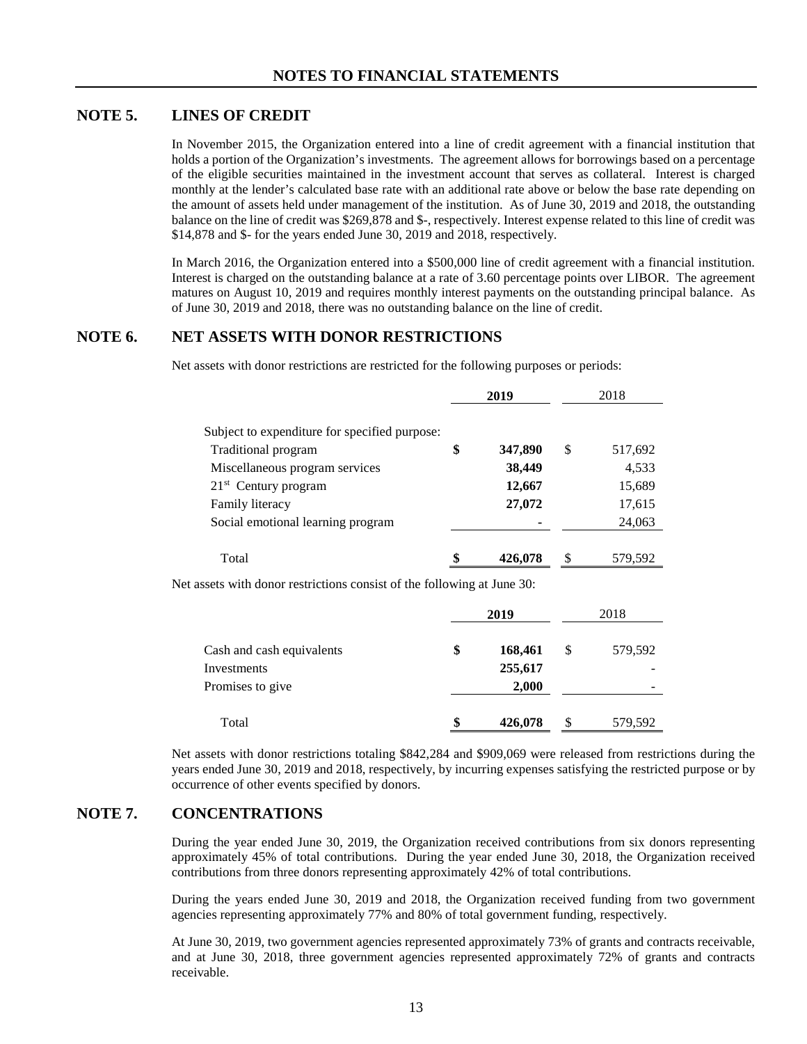# NOTES TO FINANCIAL STATEMENTS

## NOTE 5. LINES OF CREDIT

In November 2015, the Organization entered into a line of credit agreement with a financial institution that holds a portion of the Organization's investments. The agreement allows for borrowings based on a percentage of the eligible securities maintained in the investment account that serves as collateral. Interest is charged monthly at the lender's calculated base rate with an additional rate above or below the base rate depending on the amount of assets held under management of the institution. As of June 30, 2019 and 2018, the outstanding balance on the line of credit was $269,878 and $-, respectively. Interest expense related to this line of credit was $14,878 and $- for the years ended June 30, 2019 and 2018, respectively.

In March 2016, the Organization entered into a $500,000 line of credit agreement with a financial institution. Interest is charged on the outstanding balance at a rate of 3.60 percentage points over LIBOR. The agreement matures on August 10, 2019 and requires monthly interest payments on the outstanding principal balance. As of June 30, 2019 and 2018, there was no outstanding balance on the line of credit.

## NOTE 6. NET ASSETS WITH DONOR RESTRICTIONS

Net assets with donor restrictions are restricted for the following purposes or periods:

| | **2019** | 2018 |
|---|---|---|
| Subject to expenditure for specified purpose: | | |
| Traditional program | **$ 347,890** | $ 517,692 |
| Miscellaneous program services | **38,449** | 4,533 |
| 21st Century program | **12,667** | 15,689 |
| Family literacy | **27,072** | 17,615 |
| Social emotional learning program | **-** | 24,063 |
| Total | **$ 426,078** | $ 579,592 |

Net assets with donor restrictions consist of the following at June 30:

| | **2019** | 2018 |
|---|---|---|
| Cash and cash equivalents | **$ 168,461** | $ 579,592 |
| Investments | **255,617** | - |
| Promises to give | **2,000** | - |
| Total | **$ 426,078** | $ 579,592 |

Net assets with donor restrictions totaling $842,284 and $909,069 were released from restrictions during the years ended June 30, 2019 and 2018, respectively, by incurring expenses satisfying the restricted purpose or by occurrence of other events specified by donors.

## NOTE 7. CONCENTRATIONS

During the year ended June 30, 2019, the Organization received contributions from six donors representing approximately 45% of total contributions. During the year ended June 30, 2018, the Organization received contributions from three donors representing approximately 42% of total contributions.

During the years ended June 30, 2019 and 2018, the Organization received funding from two government agencies representing approximately 77% and 80% of total government funding, respectively.

At June 30, 2019, two government agencies represented approximately 73% of grants and contracts receivable, and at June 30, 2018, three government agencies represented approximately 72% of grants and contracts receivable.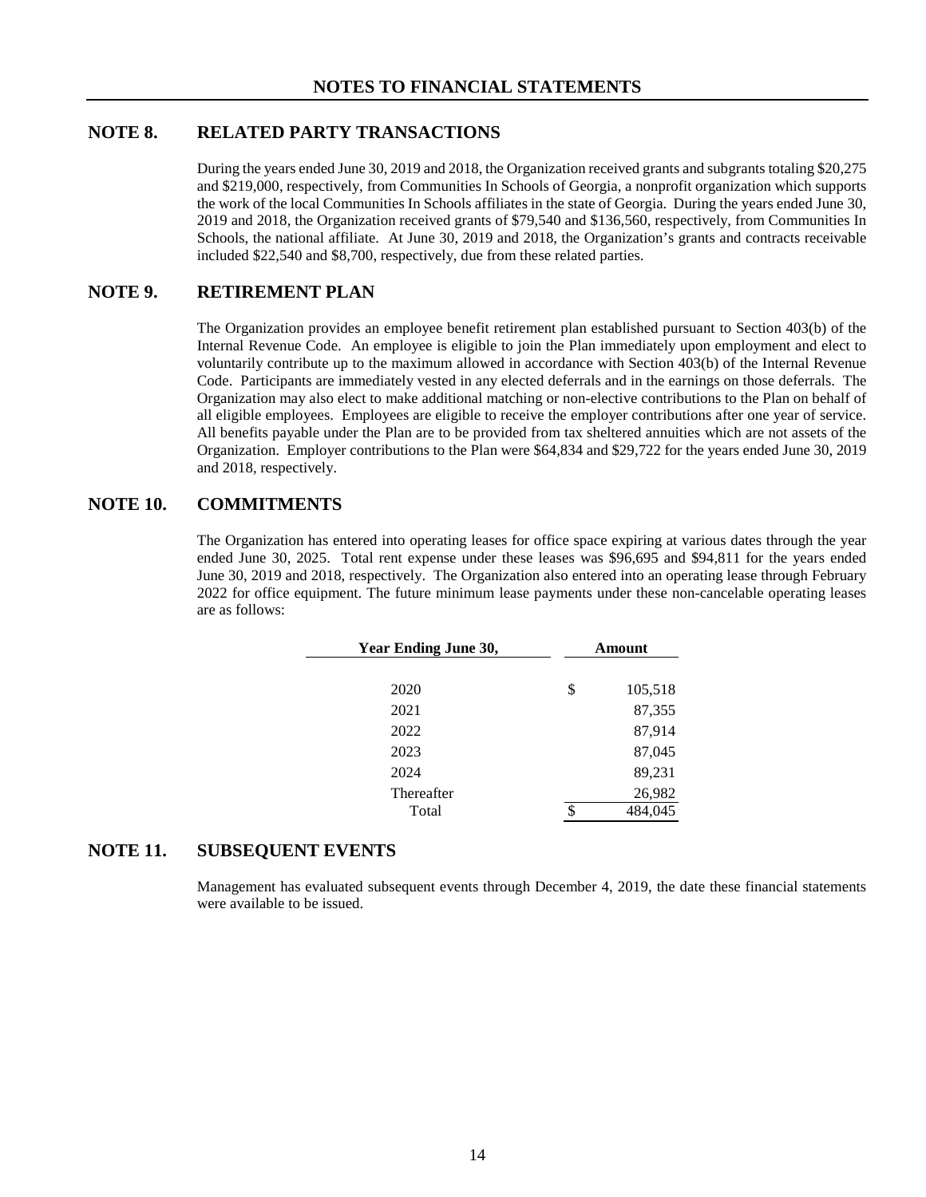# NOTES TO FINANCIAL STATEMENTS

## NOTE 8. RELATED PARTY TRANSACTIONS

During the years ended June 30, 2019 and 2018, the Organization received grants and subgrants totaling $20,275 and $219,000, respectively, from Communities In Schools of Georgia, a nonprofit organization which supports the work of the local Communities In Schools affiliates in the state of Georgia. During the years ended June 30, 2019 and 2018, the Organization received grants of $79,540 and $136,560, respectively, from Communities In Schools, the national affiliate. At June 30, 2019 and 2018, the Organization's grants and contracts receivable included $22,540 and $8,700, respectively, due from these related parties.

## NOTE 9. RETIREMENT PLAN

The Organization provides an employee benefit retirement plan established pursuant to Section 403(b) of the Internal Revenue Code. An employee is eligible to join the Plan immediately upon employment and elect to voluntarily contribute up to the maximum allowed in accordance with Section 403(b) of the Internal Revenue Code. Participants are immediately vested in any elected deferrals and in the earnings on those deferrals. The Organization may also elect to make additional matching or non-elective contributions to the Plan on behalf of all eligible employees. Employees are eligible to receive the employer contributions after one year of service. All benefits payable under the Plan are to be provided from tax sheltered annuities which are not assets of the Organization. Employer contributions to the Plan were $64,834 and $29,722 for the years ended June 30, 2019 and 2018, respectively.

## NOTE 10. COMMITMENTS

The Organization has entered into operating leases for office space expiring at various dates through the year ended June 30, 2025. Total rent expense under these leases was $96,695 and $94,811 for the years ended June 30, 2019 and 2018, respectively. The Organization also entered into an operating lease through February 2022 for office equipment. The future minimum lease payments under these non-cancelable operating leases are as follows:

| Year Ending June 30, | Amount |
|---|---|
| 2020 | $ 105,518 |
| 2021 | 87,355 |
| 2022 | 87,914 |
| 2023 | 87,045 |
| 2024 | 89,231 |
| Thereafter | 26,982 |
| Total | $ 484,045 |

## NOTE 11. SUBSEQUENT EVENTS

Management has evaluated subsequent events through December 4, 2019, the date these financial statements were available to be issued.